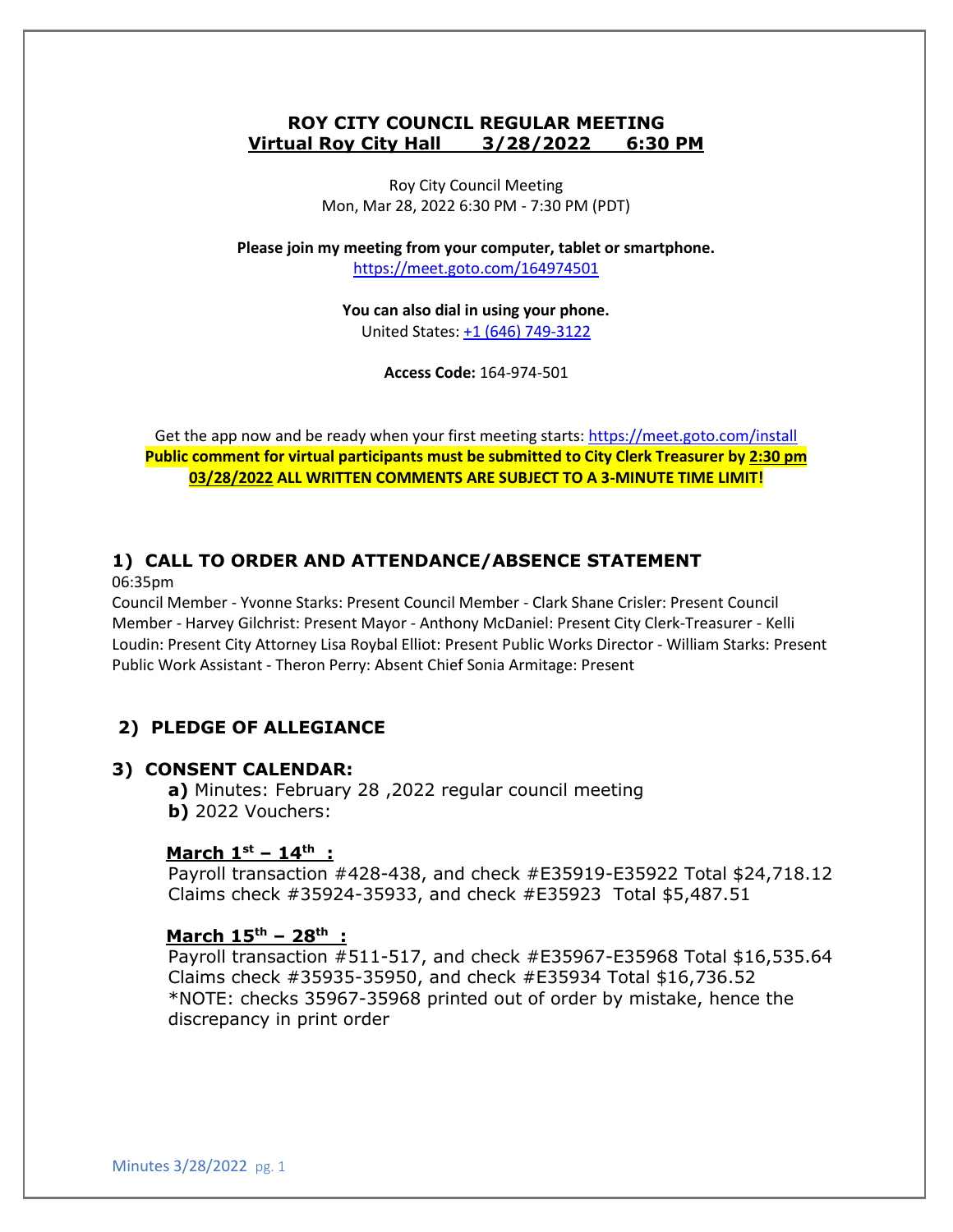# ROY CITY COUNCIL REGULAR MEETING
## Virtual Roy City Hall 3/28/2022 6:30 PM

Roy City Council Meeting
Mon, Mar 28, 2022 6:30 PM - 7:30 PM (PDT)

**Please join my meeting from your computer, tablet or smartphone.**
https://meet.goto.com/164974501

**You can also dial in using your phone.**
United States: +1 (646) 749-3122

**Access Code:** 164-974-501

Get the app now and be ready when your first meeting starts: https://meet.goto.com/install
**Public comment for virtual participants must be submitted to City Clerk Treasurer by 2:30 pm 03/28/2022 ALL WRITTEN COMMENTS ARE SUBJECT TO A 3-MINUTE TIME LIMIT!**

## 1) CALL TO ORDER AND ATTENDANCE/ABSENCE STATEMENT

06:35pm

Council Member - Yvonne Starks: Present Council Member - Clark Shane Crisler: Present Council Member - Harvey Gilchrist: Present Mayor - Anthony McDaniel: Present City Clerk-Treasurer - Kelli Loudin: Present City Attorney Lisa Roybal Elliot: Present Public Works Director - William Starks: Present Public Work Assistant - Theron Perry: Absent Chief Sonia Armitage: Present

## 2) PLEDGE OF ALLEGIANCE

## 3) CONSENT CALENDAR:

**a)** Minutes: February 28 ,2022 regular council meeting
**b)** 2022 Vouchers:

**March 1st – 14th :**
Payroll transaction #428-438, and check #E35919-E35922 Total $24,718.12
Claims check #35924-35933, and check #E35923 Total $5,487.51

**March 15th – 28th :**
Payroll transaction #511-517, and check #E35967-E35968 Total $16,535.64
Claims check #35935-35950, and check #E35934 Total $16,736.52
*NOTE: checks 35967-35968 printed out of order by mistake, hence the discrepancy in print order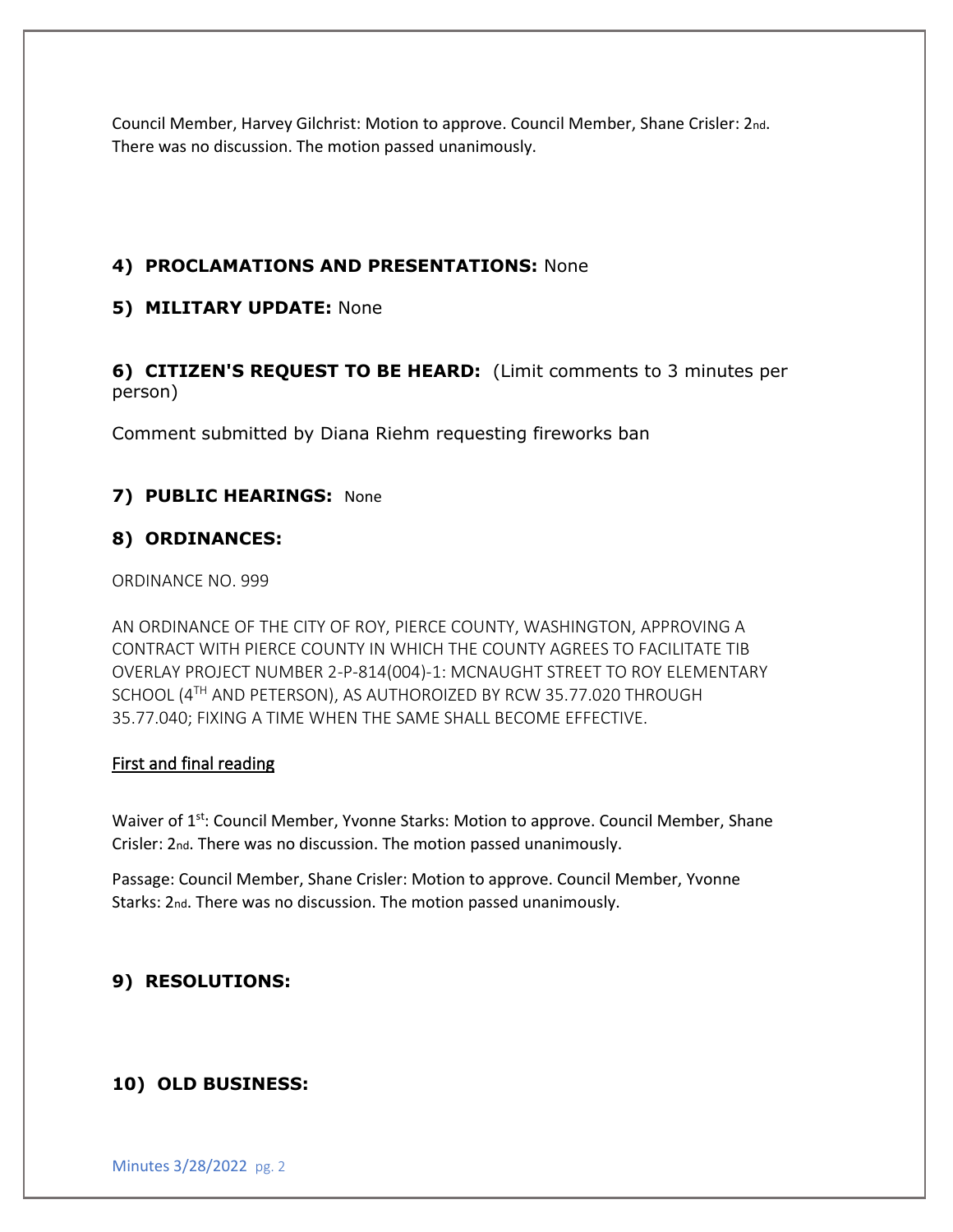Council Member, Harvey Gilchrist: Motion to approve. Council Member, Shane Crisler: 2nd. There was no discussion. The motion passed unanimously.

## 4) PROCLAMATIONS AND PRESENTATIONS: None

## 5) MILITARY UPDATE: None

## 6) CITIZEN'S REQUEST TO BE HEARD: (Limit comments to 3 minutes per person)

Comment submitted by Diana Riehm requesting fireworks ban

## 7) PUBLIC HEARINGS: None

## 8) ORDINANCES:

ORDINANCE NO. 999

AN ORDINANCE OF THE CITY OF ROY, PIERCE COUNTY, WASHINGTON, APPROVING A CONTRACT WITH PIERCE COUNTY IN WHICH THE COUNTY AGREES TO FACILITATE TIB OVERLAY PROJECT NUMBER 2-P-814(004)-1: MCNAUGHT STREET TO ROY ELEMENTARY SCHOOL (4TH AND PETERSON), AS AUTHOROIZED BY RCW 35.77.020 THROUGH 35.77.040; FIXING A TIME WHEN THE SAME SHALL BECOME EFFECTIVE.

First and final reading

Waiver of 1st: Council Member, Yvonne Starks: Motion to approve. Council Member, Shane Crisler: 2nd. There was no discussion. The motion passed unanimously.

Passage: Council Member, Shane Crisler: Motion to approve. Council Member, Yvonne Starks: 2nd. There was no discussion. The motion passed unanimously.

## 9) RESOLUTIONS:

## 10) OLD BUSINESS: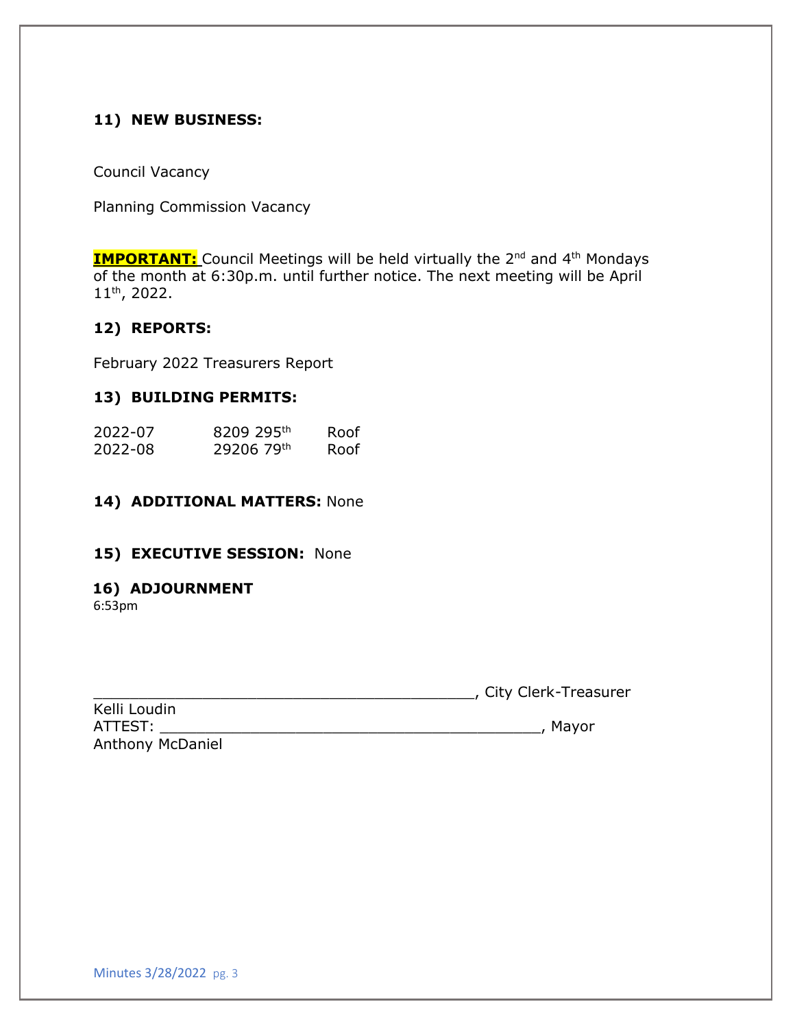### 11) NEW BUSINESS:

Council Vacancy

Planning Commission Vacancy

**IMPORTANT:** Council Meetings will be held virtually the 2nd and 4th Mondays of the month at 6:30p.m. until further notice. The next meeting will be April 11th, 2022.

### 12) REPORTS:

February 2022 Treasurers Report

### 13) BUILDING PERMITS:

| | | |
|---|---|---|
| 2022-07 | 8209 295th | Roof |
| 2022-08 | 29206 79th | Roof |

### 14) ADDITIONAL MATTERS: None

### 15) EXECUTIVE SESSION: None

### 16) ADJOURNMENT

6:53pm

__________________________________________, City Clerk-Treasurer
Kelli Loudin
ATTEST: __________________________________________, Mayor
Anthony McDaniel